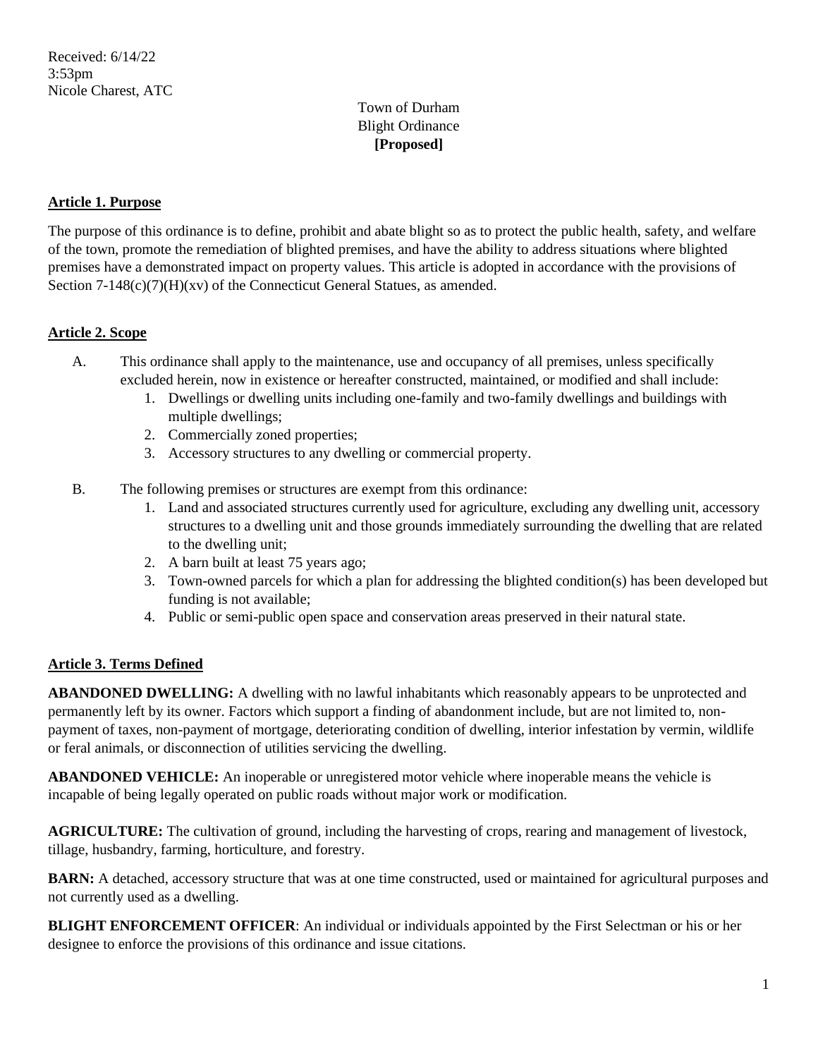Received: 6/14/22
3:53pm
Nicole Charest, ATC

Town of Durham
Blight Ordinance
**[Proposed]**

## Article 1. Purpose

The purpose of this ordinance is to define, prohibit and abate blight so as to protect the public health, safety, and welfare of the town, promote the remediation of blighted premises, and have the ability to address situations where blighted premises have a demonstrated impact on property values. This article is adopted in accordance with the provisions of Section 7-148(c)(7)(H)(xv) of the Connecticut General Statues, as amended.

## Article 2. Scope

A. This ordinance shall apply to the maintenance, use and occupancy of all premises, unless specifically excluded herein, now in existence or hereafter constructed, maintained, or modified and shall include:
   1. Dwellings or dwelling units including one-family and two-family dwellings and buildings with multiple dwellings;
   2. Commercially zoned properties;
   3. Accessory structures to any dwelling or commercial property.

B. The following premises or structures are exempt from this ordinance:
   1. Land and associated structures currently used for agriculture, excluding any dwelling unit, accessory structures to a dwelling unit and those grounds immediately surrounding the dwelling that are related to the dwelling unit;
   2. A barn built at least 75 years ago;
   3. Town-owned parcels for which a plan for addressing the blighted condition(s) has been developed but funding is not available;
   4. Public or semi-public open space and conservation areas preserved in their natural state.

## Article 3. Terms Defined

**ABANDONED DWELLING:** A dwelling with no lawful inhabitants which reasonably appears to be unprotected and permanently left by its owner. Factors which support a finding of abandonment include, but are not limited to, non-payment of taxes, non-payment of mortgage, deteriorating condition of dwelling, interior infestation by vermin, wildlife or feral animals, or disconnection of utilities servicing the dwelling.

**ABANDONED VEHICLE:** An inoperable or unregistered motor vehicle where inoperable means the vehicle is incapable of being legally operated on public roads without major work or modification.

**AGRICULTURE:** The cultivation of ground, including the harvesting of crops, rearing and management of livestock, tillage, husbandry, farming, horticulture, and forestry.

**BARN:** A detached, accessory structure that was at one time constructed, used or maintained for agricultural purposes and not currently used as a dwelling.

**BLIGHT ENFORCEMENT OFFICER**: An individual or individuals appointed by the First Selectman or his or her designee to enforce the provisions of this ordinance and issue citations.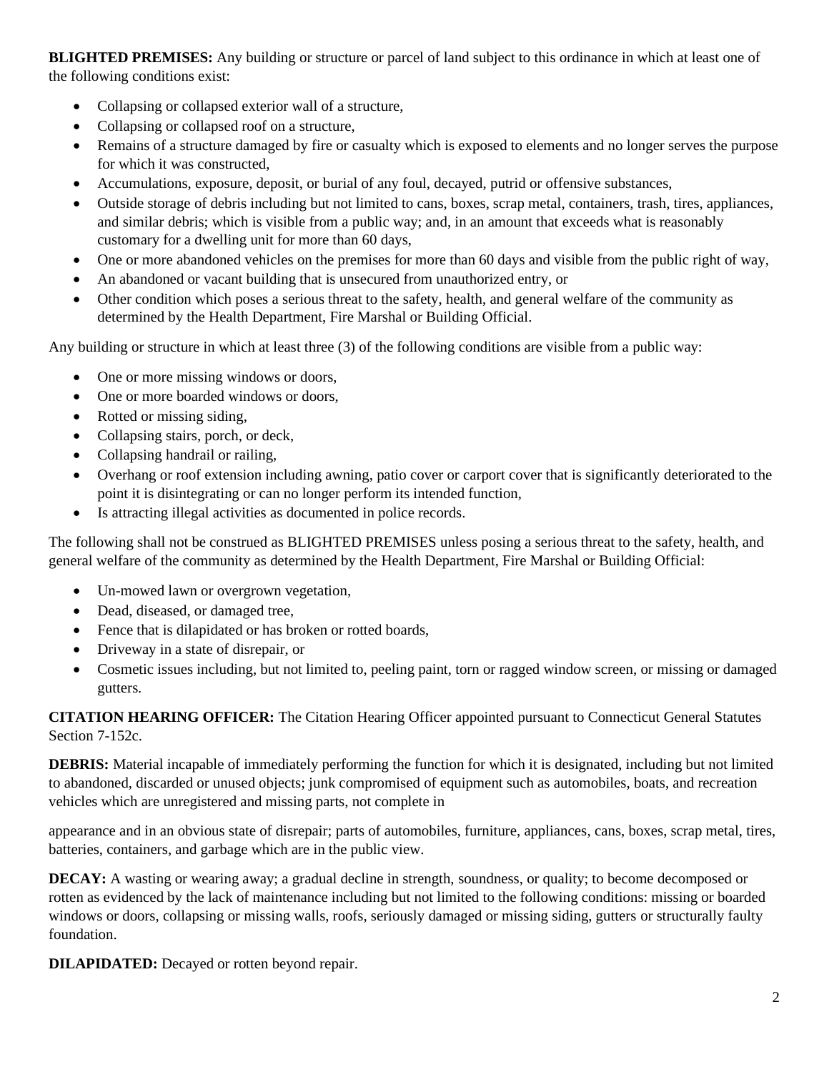**BLIGHTED PREMISES:** Any building or structure or parcel of land subject to this ordinance in which at least one of the following conditions exist:

- Collapsing or collapsed exterior wall of a structure,
- Collapsing or collapsed roof on a structure,
- Remains of a structure damaged by fire or casualty which is exposed to elements and no longer serves the purpose for which it was constructed,
- Accumulations, exposure, deposit, or burial of any foul, decayed, putrid or offensive substances,
- Outside storage of debris including but not limited to cans, boxes, scrap metal, containers, trash, tires, appliances, and similar debris; which is visible from a public way; and, in an amount that exceeds what is reasonably customary for a dwelling unit for more than 60 days,
- One or more abandoned vehicles on the premises for more than 60 days and visible from the public right of way,
- An abandoned or vacant building that is unsecured from unauthorized entry, or
- Other condition which poses a serious threat to the safety, health, and general welfare of the community as determined by the Health Department, Fire Marshal or Building Official.

Any building or structure in which at least three (3) of the following conditions are visible from a public way:

- One or more missing windows or doors,
- One or more boarded windows or doors,
- Rotted or missing siding,
- Collapsing stairs, porch, or deck,
- Collapsing handrail or railing,
- Overhang or roof extension including awning, patio cover or carport cover that is significantly deteriorated to the point it is disintegrating or can no longer perform its intended function,
- Is attracting illegal activities as documented in police records.

The following shall not be construed as BLIGHTED PREMISES unless posing a serious threat to the safety, health, and general welfare of the community as determined by the Health Department, Fire Marshal or Building Official:

- Un-mowed lawn or overgrown vegetation,
- Dead, diseased, or damaged tree,
- Fence that is dilapidated or has broken or rotted boards,
- Driveway in a state of disrepair, or
- Cosmetic issues including, but not limited to, peeling paint, torn or ragged window screen, or missing or damaged gutters.

**CITATION HEARING OFFICER:** The Citation Hearing Officer appointed pursuant to Connecticut General Statutes Section 7-152c.

**DEBRIS:** Material incapable of immediately performing the function for which it is designated, including but not limited to abandoned, discarded or unused objects; junk compromised of equipment such as automobiles, boats, and recreation vehicles which are unregistered and missing parts, not complete in appearance and in an obvious state of disrepair; parts of automobiles, furniture, appliances, cans, boxes, scrap metal, tires, batteries, containers, and garbage which are in the public view.

**DECAY:** A wasting or wearing away; a gradual decline in strength, soundness, or quality; to become decomposed or rotten as evidenced by the lack of maintenance including but not limited to the following conditions: missing or boarded windows or doors, collapsing or missing walls, roofs, seriously damaged or missing siding, gutters or structurally faulty foundation.

**DILAPIDATED:** Decayed or rotten beyond repair.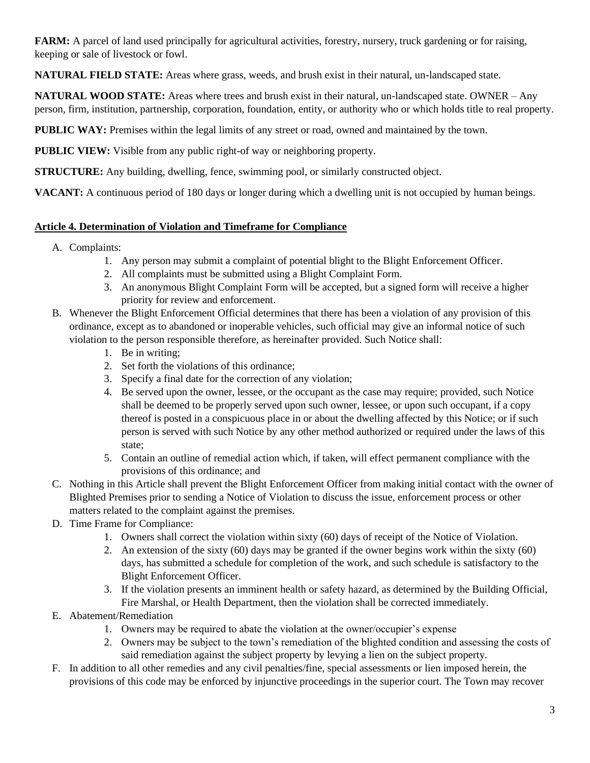**FARM:** A parcel of land used principally for agricultural activities, forestry, nursery, truck gardening or for raising, keeping or sale of livestock or fowl.

**NATURAL FIELD STATE:** Areas where grass, weeds, and brush exist in their natural, un-landscaped state.

**NATURAL WOOD STATE:** Areas where trees and brush exist in their natural, un-landscaped state. OWNER – Any person, firm, institution, partnership, corporation, foundation, entity, or authority who or which holds title to real property.

**PUBLIC WAY:** Premises within the legal limits of any street or road, owned and maintained by the town.

**PUBLIC VIEW:** Visible from any public right-of way or neighboring property.

**STRUCTURE:** Any building, dwelling, fence, swimming pool, or similarly constructed object.

**VACANT:** A continuous period of 180 days or longer during which a dwelling unit is not occupied by human beings.

## Article 4. Determination of Violation and Timeframe for Compliance

A. Complaints:
   1. Any person may submit a complaint of potential blight to the Blight Enforcement Officer.
   2. All complaints must be submitted using a Blight Complaint Form.
   3. An anonymous Blight Complaint Form will be accepted, but a signed form will receive a higher priority for review and enforcement.

B. Whenever the Blight Enforcement Official determines that there has been a violation of any provision of this ordinance, except as to abandoned or inoperable vehicles, such official may give an informal notice of such violation to the person responsible therefore, as hereinafter provided. Such Notice shall:
   1. Be in writing;
   2. Set forth the violations of this ordinance;
   3. Specify a final date for the correction of any violation;
   4. Be served upon the owner, lessee, or the occupant as the case may require; provided, such Notice shall be deemed to be properly served upon such owner, lessee, or upon such occupant, if a copy thereof is posted in a conspicuous place in or about the dwelling affected by this Notice; or if such person is served with such Notice by any other method authorized or required under the laws of this state;
   5. Contain an outline of remedial action which, if taken, will effect permanent compliance with the provisions of this ordinance; and

C. Nothing in this Article shall prevent the Blight Enforcement Officer from making initial contact with the owner of Blighted Premises prior to sending a Notice of Violation to discuss the issue, enforcement process or other matters related to the complaint against the premises.

D. Time Frame for Compliance:
   1. Owners shall correct the violation within sixty (60) days of receipt of the Notice of Violation.
   2. An extension of the sixty (60) days may be granted if the owner begins work within the sixty (60) days, has submitted a schedule for completion of the work, and such schedule is satisfactory to the Blight Enforcement Officer.
   3. If the violation presents an imminent health or safety hazard, as determined by the Building Official, Fire Marshal, or Health Department, then the violation shall be corrected immediately.

E. Abatement/Remediation
   1. Owners may be required to abate the violation at the owner/occupier's expense
   2. Owners may be subject to the town's remediation of the blighted condition and assessing the costs of said remediation against the subject property by levying a lien on the subject property.

F. In addition to all other remedies and any civil penalties/fine, special assessments or lien imposed herein, the provisions of this code may be enforced by injunctive proceedings in the superior court. The Town may recover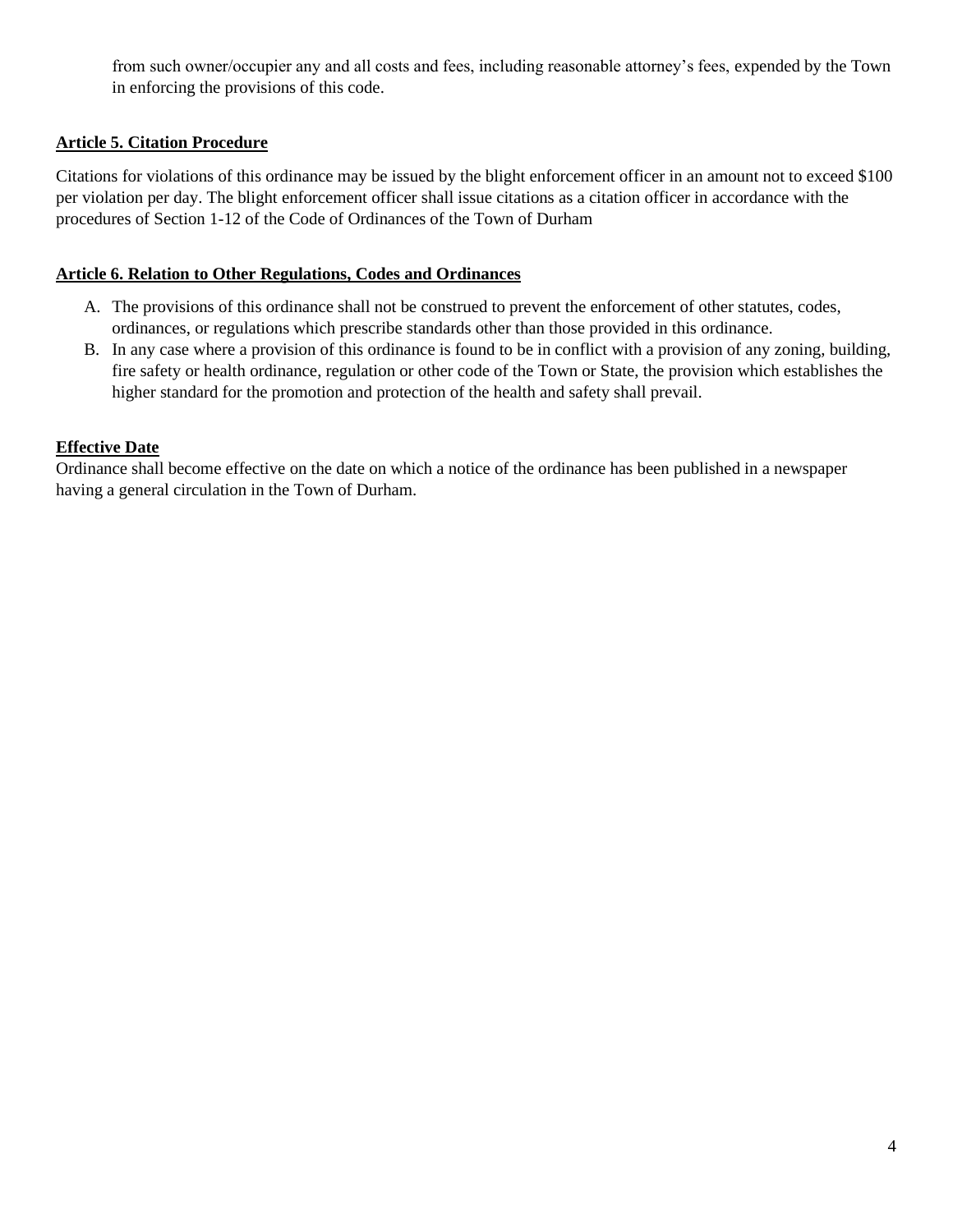from such owner/occupier any and all costs and fees, including reasonable attorney's fees, expended by the Town in enforcing the provisions of this code.

## Article 5. Citation Procedure

Citations for violations of this ordinance may be issued by the blight enforcement officer in an amount not to exceed $100 per violation per day. The blight enforcement officer shall issue citations as a citation officer in accordance with the procedures of Section 1-12 of the Code of Ordinances of the Town of Durham

## Article 6. Relation to Other Regulations, Codes and Ordinances

A. The provisions of this ordinance shall not be construed to prevent the enforcement of other statutes, codes, ordinances, or regulations which prescribe standards other than those provided in this ordinance.
B. In any case where a provision of this ordinance is found to be in conflict with a provision of any zoning, building, fire safety or health ordinance, regulation or other code of the Town or State, the provision which establishes the higher standard for the promotion and protection of the health and safety shall prevail.

## Effective Date

Ordinance shall become effective on the date on which a notice of the ordinance has been published in a newspaper having a general circulation in the Town of Durham.